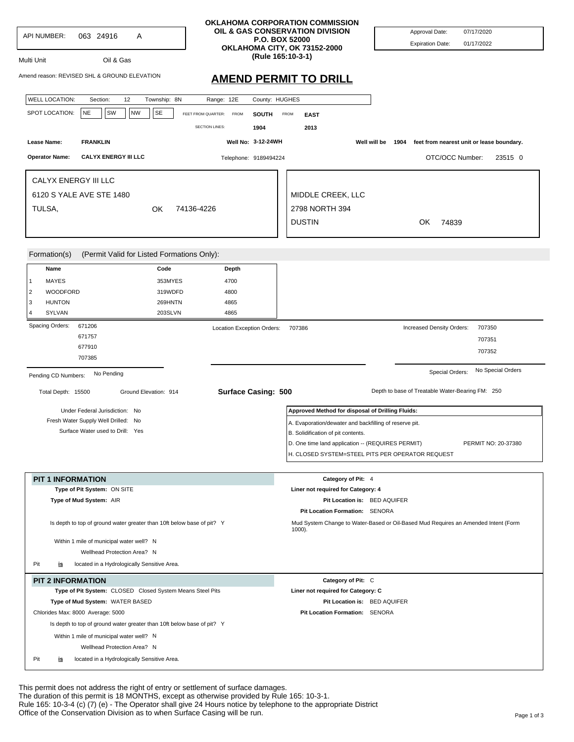API NUMBER: 063 24916 A

Multi Unit Oil & Gas

Amend reason: REVISED SHL & GROUND ELEVATION

**OKLAHOMA CORPORATION COMMISSION**
**OIL & GAS CONSERVATION DIVISION**
**P.O. BOX 52000**
**OKLAHOMA CITY, OK 73152-2000**
**(Rule 165:10-3-1)**

Approval Date: 07/17/2020
Expiration Date: 01/17/2022

# AMEND PERMIT TO DRILL

WELL LOCATION: Section: 12 Township: 8N Range: 12E County: HUGHES

SPOT LOCATION: NE SW NW SE FEET FROM QUARTER: FROM **SOUTH** FROM **EAST**

SECTION LINES: **1904** **2013**

**Lease Name:** **FRANKLIN** **Well No: 3-12-24WH** **Well will be 1904 feet from nearest unit or lease boundary.**

**Operator Name:** **CALYX ENERGY III LLC** Telephone: 9189494224 OTC/OCC Number: 23515 0

CALYX ENERGY III LLC
6120 S YALE AVE STE 1480
TULSA, OK 74136-4226

MIDDLE CREEK, LLC
2798 NORTH 394
DUSTIN OK 74839

## Formation(s) (Permit Valid for Listed Formations Only):

| | Name | Code | Depth |
|---|---|---|---|
| 1 | MAYES | 353MYES | 4700 |
| 2 | WOODFORD | 319WDFD | 4800 |
| 3 | HUNTON | 269HNTN | 4865 |
| 4 | SYLVAN | 203SLVN | 4865 |

Spacing Orders: 671206, 671757, 677910, 707385

Location Exception Orders: 707386

Increased Density Orders: 707350, 707351, 707352

Pending CD Numbers: No Pending

Special Orders: No Special Orders

Total Depth: 15500 Ground Elevation: 914 **Surface Casing: 500**

Depth to base of Treatable Water-Bearing FM: 250

Under Federal Jurisdiction: No
Fresh Water Supply Well Drilled: No
Surface Water used to Drill: Yes

**Approved Method for disposal of Drilling Fluids:**

A. Evaporation/dewater and backfilling of reserve pit.
B. Solidification of pit contents.
D. One time land application -- (REQUIRES PERMIT) PERMIT NO: 20-37380
H. CLOSED SYSTEM=STEEL PITS PER OPERATOR REQUEST

## PIT 1 INFORMATION

**Type of Pit System:** ON SITE
**Type of Mud System:** AIR

Is depth to top of ground water greater than 10ft below base of pit? Y

Within 1 mile of municipal water well? N

Wellhead Protection Area? N

Pit **is** located in a Hydrologically Sensitive Area.

**Category of Pit:** 4
**Liner not required for Category: 4**
**Pit Location is:** BED AQUIFER
**Pit Location Formation:** SENORA

Mud System Change to Water-Based or Oil-Based Mud Requires an Amended Intent (Form 1000).

## PIT 2 INFORMATION

**Type of Pit System:** CLOSED Closed System Means Steel Pits
**Type of Mud System:** WATER BASED
Chlorides Max: 8000 Average: 5000

Is depth to top of ground water greater than 10ft below base of pit? Y

Within 1 mile of municipal water well? N

Wellhead Protection Area? N

Pit **is** located in a Hydrologically Sensitive Area.

**Category of Pit:** C
**Liner not required for Category: C**
**Pit Location is:** BED AQUIFER
**Pit Location Formation:** SENORA

This permit does not address the right of entry or settlement of surface damages.
The duration of this permit is 18 MONTHS, except as otherwise provided by Rule 165: 10-3-1.
Rule 165: 10-3-4 (c) (7) (e) - The Operator shall give 24 Hours notice by telephone to the appropriate District Office of the Conservation Division as to when Surface Casing will be run.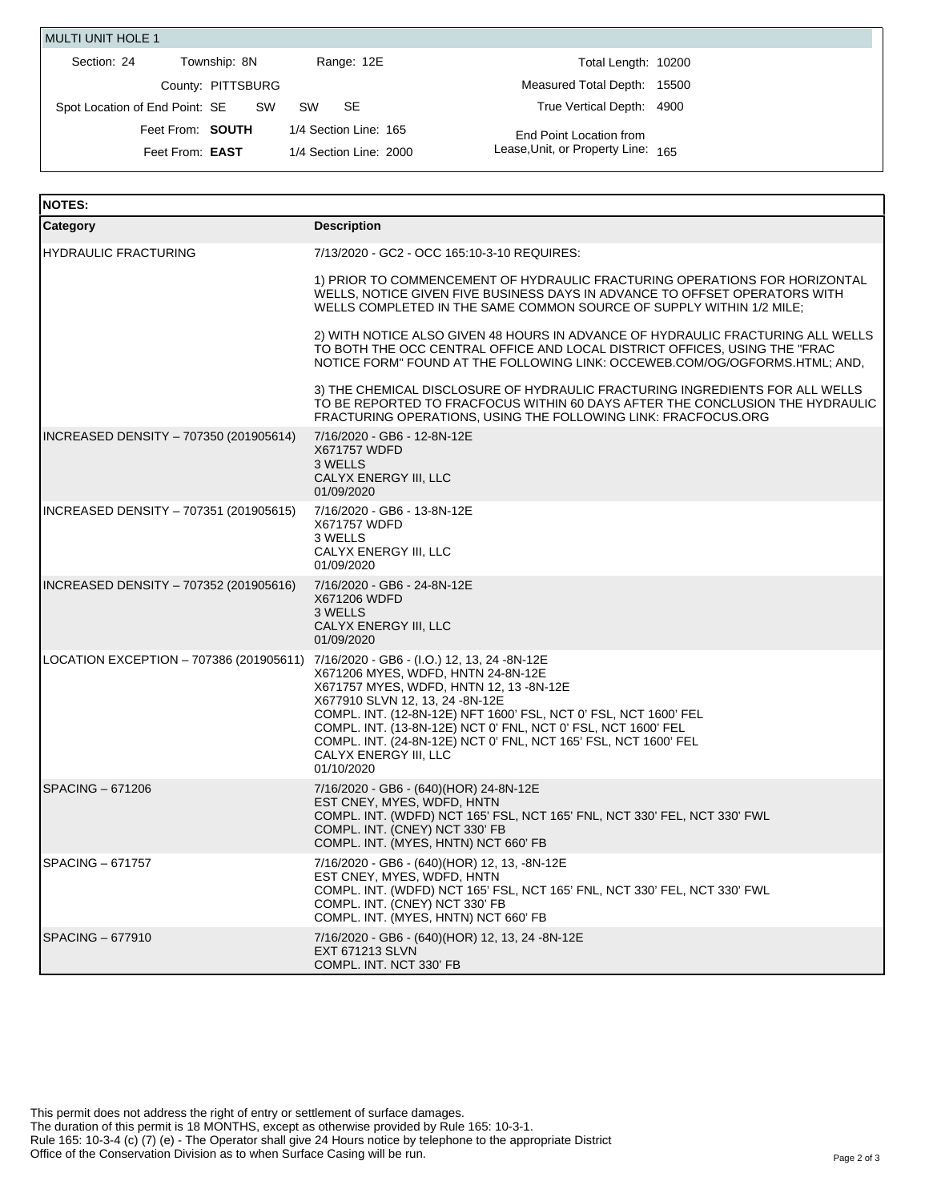## MULTI UNIT HOLE 1

| | | | |
|---|---|---|---|
| Section: 24 | Township: 8N | Range: 12E | Total Length: 10200 |
| County: PITTSBURG | | | Measured Total Depth: 15500 |
| Spot Location of End Point: SE SW SW SE | | | True Vertical Depth: 4900 |
| Feet From: **SOUTH** | 1/4 Section Line: 165 | | End Point Location from Lease,Unit, or Property Line: 165 |
| Feet From: **EAST** | 1/4 Section Line: 2000 | | |

| **NOTES:** | |
|---|---|
| **Category** | **Description** |
| HYDRAULIC FRACTURING | 7/13/2020 - GC2 - OCC 165:10-3-10 REQUIRES:<br><br>1) PRIOR TO COMMENCEMENT OF HYDRAULIC FRACTURING OPERATIONS FOR HORIZONTAL WELLS, NOTICE GIVEN FIVE BUSINESS DAYS IN ADVANCE TO OFFSET OPERATORS WITH WELLS COMPLETED IN THE SAME COMMON SOURCE OF SUPPLY WITHIN 1/2 MILE;<br><br>2) WITH NOTICE ALSO GIVEN 48 HOURS IN ADVANCE OF HYDRAULIC FRACTURING ALL WELLS TO BOTH THE OCC CENTRAL OFFICE AND LOCAL DISTRICT OFFICES, USING THE "FRAC NOTICE FORM" FOUND AT THE FOLLOWING LINK: OCCEWEB.COM/OG/OGFORMS.HTML; AND,<br><br>3) THE CHEMICAL DISCLOSURE OF HYDRAULIC FRACTURING INGREDIENTS FOR ALL WELLS TO BE REPORTED TO FRACFOCUS WITHIN 60 DAYS AFTER THE CONCLUSION THE HYDRAULIC FRACTURING OPERATIONS, USING THE FOLLOWING LINK: FRACFOCUS.ORG |
| INCREASED DENSITY – 707350 (201905614) | 7/16/2020 - GB6 - 12-8N-12E<br>X671757 WDFD<br>3 WELLS<br>CALYX ENERGY III, LLC<br>01/09/2020 |
| INCREASED DENSITY – 707351 (201905615) | 7/16/2020 - GB6 - 13-8N-12E<br>X671757 WDFD<br>3 WELLS<br>CALYX ENERGY III, LLC<br>01/09/2020 |
| INCREASED DENSITY – 707352 (201905616) | 7/16/2020 - GB6 - 24-8N-12E<br>X671206 WDFD<br>3 WELLS<br>CALYX ENERGY III, LLC<br>01/09/2020 |
| LOCATION EXCEPTION – 707386 (201905611) | 7/16/2020 - GB6 - (I.O.) 12, 13, 24 -8N-12E<br>X671206 MYES, WDFD, HNTN 24-8N-12E<br>X671757 MYES, WDFD, HNTN 12, 13 -8N-12E<br>X677910 SLVN 12, 13, 24 -8N-12E<br>COMPL. INT. (12-8N-12E) NFT 1600' FSL, NCT 0' FSL, NCT 1600' FEL<br>COMPL. INT. (13-8N-12E) NCT 0' FNL, NCT 0' FSL, NCT 1600' FEL<br>COMPL. INT. (24-8N-12E) NCT 0' FNL, NCT 165' FSL, NCT 1600' FEL<br>CALYX ENERGY III, LLC<br>01/10/2020 |
| SPACING – 671206 | 7/16/2020 - GB6 - (640)(HOR) 24-8N-12E<br>EST CNEY, MYES, WDFD, HNTN<br>COMPL. INT. (WDFD) NCT 165' FSL, NCT 165' FNL, NCT 330' FEL, NCT 330' FWL<br>COMPL. INT. (CNEY) NCT 330' FB<br>COMPL. INT. (MYES, HNTN) NCT 660' FB |
| SPACING – 671757 | 7/16/2020 - GB6 - (640)(HOR) 12, 13, -8N-12E<br>EST CNEY, MYES, WDFD, HNTN<br>COMPL. INT. (WDFD) NCT 165' FSL, NCT 165' FNL, NCT 330' FEL, NCT 330' FWL<br>COMPL. INT. (CNEY) NCT 330' FB<br>COMPL. INT. (MYES, HNTN) NCT 660' FB |
| SPACING – 677910 | 7/16/2020 - GB6 - (640)(HOR) 12, 13, 24 -8N-12E<br>EXT 671213 SLVN<br>COMPL. INT. NCT 330' FB |

This permit does not address the right of entry or settlement of surface damages.
The duration of this permit is 18 MONTHS, except as otherwise provided by Rule 165: 10-3-1.
Rule 165: 10-3-4 (c) (7) (e) - The Operator shall give 24 Hours notice by telephone to the appropriate District Office of the Conservation Division as to when Surface Casing will be run.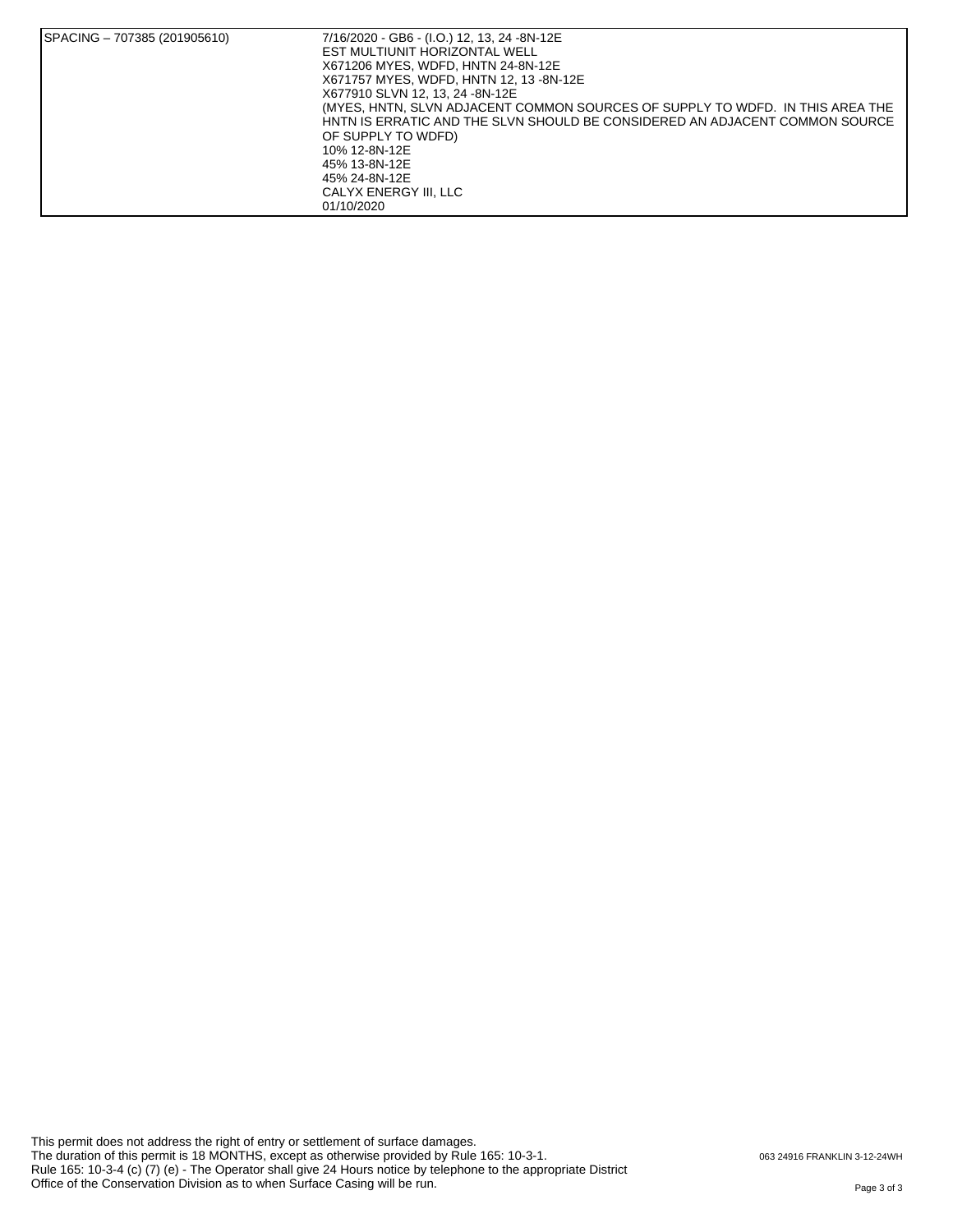| | |
|---|---|
| SPACING – 707385 (201905610) | 7/16/2020 - GB6 - (I.O.) 12, 13, 24 -8N-12E<br>EST MULTIUNIT HORIZONTAL WELL<br>X671206 MYES, WDFD, HNTN 24-8N-12E<br>X671757 MYES, WDFD, HNTN 12, 13 -8N-12E<br>X677910 SLVN 12, 13, 24 -8N-12E<br>(MYES, HNTN, SLVN ADJACENT COMMON SOURCES OF SUPPLY TO WDFD. IN THIS AREA THE HNTN IS ERRATIC AND THE SLVN SHOULD BE CONSIDERED AN ADJACENT COMMON SOURCE OF SUPPLY TO WDFD)<br>10% 12-8N-12E<br>45% 13-8N-12E<br>45% 24-8N-12E<br>CALYX ENERGY III, LLC<br>01/10/2020 |

This permit does not address the right of entry or settlement of surface damages.
The duration of this permit is 18 MONTHS, except as otherwise provided by Rule 165: 10-3-1.
Rule 165: 10-3-4 (c) (7) (e) - The Operator shall give 24 Hours notice by telephone to the appropriate District Office of the Conservation Division as to when Surface Casing will be run.

063 24916 FRANKLIN 3-12-24WH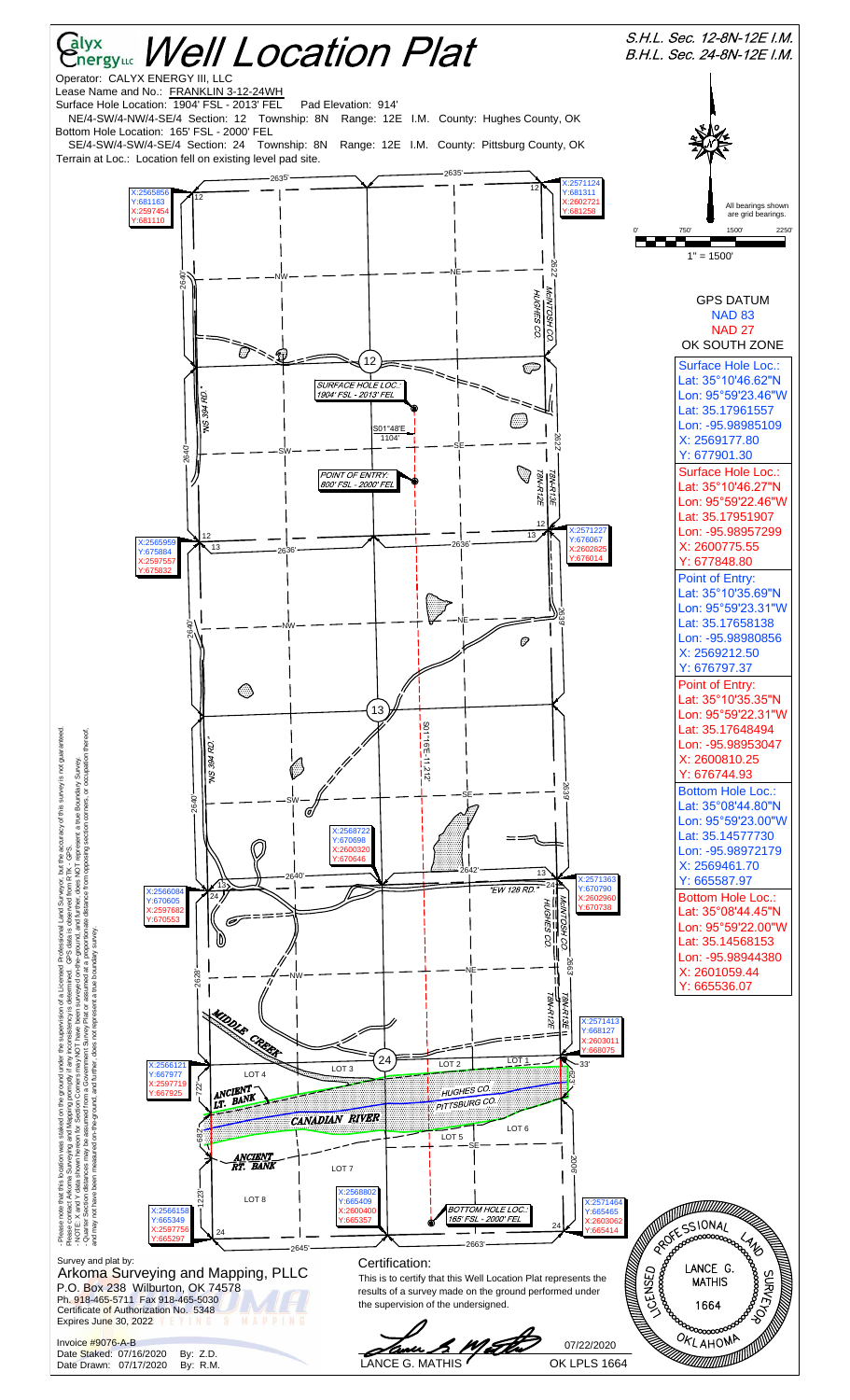# Calyx Energy LLC — Well Location Plat

S.H.L. Sec. 12-8N-12E I.M.
B.H.L. Sec. 24-8N-12E I.M.

Operator: CALYX ENERGY III, LLC
Lease Name and No.: FRANKLIN 3-12-24WH
Surface Hole Location: 1904' FSL - 2013' FEL  Pad Elevation: 914'
NE/4-SW/4-NW/4-SE/4 Section: 12 Township: 8N Range: 12E I.M. County: Hughes County, OK
Bottom Hole Location: 165' FSL - 2000' FEL
SE/4-SW/4-SW/4-SE/4 Section: 24 Township: 8N Range: 12E I.M. County: Pittsburg County, OK
Terrain at Loc.: Location fell on existing level pad site.

All bearings shown are grid bearings.

0' 750' 1500' 2250'
1" = 1500'

GPS DATUM
NAD 83
NAD 27
OK SOUTH ZONE

**Surface Hole Loc.:**
Lat: 35°10'46.62"N
Lon: 95°59'23.46"W
Lat: 35.17961557
Lon: -95.98985109
X: 2569177.80
Y: 677901.30

**Surface Hole Loc.:**
Lat: 35°10'46.27"N
Lon: 95°59'22.46"W
Lat: 35.17951907
Lon: -95.98957299
X: 2600775.55
Y: 677848.80

**Point of Entry:**
Lat: 35°10'35.69"N
Lon: 95°59'23.31"W
Lat: 35.17658138
Lon: -95.98980856
X: 2569212.50
Y: 676797.37

**Point of Entry:**
Lat: 35°10'35.35"N
Lon: 95°59'22.31"W
Lat: 35.17648494
Lon: -95.98953047
X: 2600810.25
Y: 676744.93

**Bottom Hole Loc.:**
Lat: 35°08'44.80"N
Lon: 95°59'23.00"W
Lat: 35.14577730
Lon: -95.98972179
X: 2569461.70
Y: 665587.97

**Bottom Hole Loc.:**
Lat: 35°08'44.45"N
Lon: 95°59'22.00"W
Lat: 35.14568153
Lon: -95.98944380
X: 2601059.44
Y: 665536.07

SURFACE HOLE LOC.: 1904' FSL - 2013' FEL
S01°48'E 1104'
POINT OF ENTRY: 800' FSL - 2000' FEL
S01°16'E-11,212'
BOTTOM HOLE LOC.: 165' FSL - 2000' FEL

Section corner coordinates:
X:2565856 Y:681163 X:2597454 Y:681110
X:2571124 Y:681311 X:2602721 Y:681258
X:2565959 Y:675884 X:2597557 Y:675832
X:2571227 Y:676067 X:2602625 Y:676014
X:2568722 Y:670698 X:2600320 Y:670646
X:2566084 Y:670605 X:2597682 Y:670553
X:2571363 Y:670790 X:2602960 Y:670738
X:2571413 Y:668127 X:2603011 Y:668075
X:2566121 Y:667977 X:2597719 Y:667925
X:2568802 Y:665409 X:2600400 Y:665357
X:2566158 Y:665349 X:2597756 Y:665297
X:2571464 Y:665465 X:2603062 Y:665414

- Please note that this location was staked on the ground under the supervision of a Licensed Professional Land Surveyor, but the accuracy of this survey is not guaranteed. Please contact Arkoma Surveying and Mapping promptly if any inconsistency is determined. GPS data is observed from RTK - GPS.
- NOTE: X and Y data shown hereon for Section Corners may NOT have been surveyed on-the-ground, and further, does NOT represent a true Boundary Survey.
- Quarter Section distances may be assumed from a Government Survey Plat or assumed at a proportionate distance from opposing section corners, or occupation thereof, and may not have been measured on-the-ground, and further, does not represent a true boundary survey.

Survey and plat by:
**Arkoma Surveying and Mapping, PLLC**
P.O. Box 238 Wilburton, OK 74578
Ph. 918-465-5711 Fax 918-465-5030
Certificate of Authorization No. 5348
Expires June 30, 2022

Invoice #9076-A-B
Date Staked: 07/16/2020 By: Z.D.
Date Drawn: 07/17/2020 By: R.M.

**Certification:**
This is to certify that this Well Location Plat represents the results of a survey made on the ground performed under the supervision of the undersigned.

07/22/2020
LANCE G. MATHIS OK LPLS 1664

LICENSED PROFESSIONAL LAND SURVEYOR — LANCE G. MATHIS — 1664 — OKLAHOMA